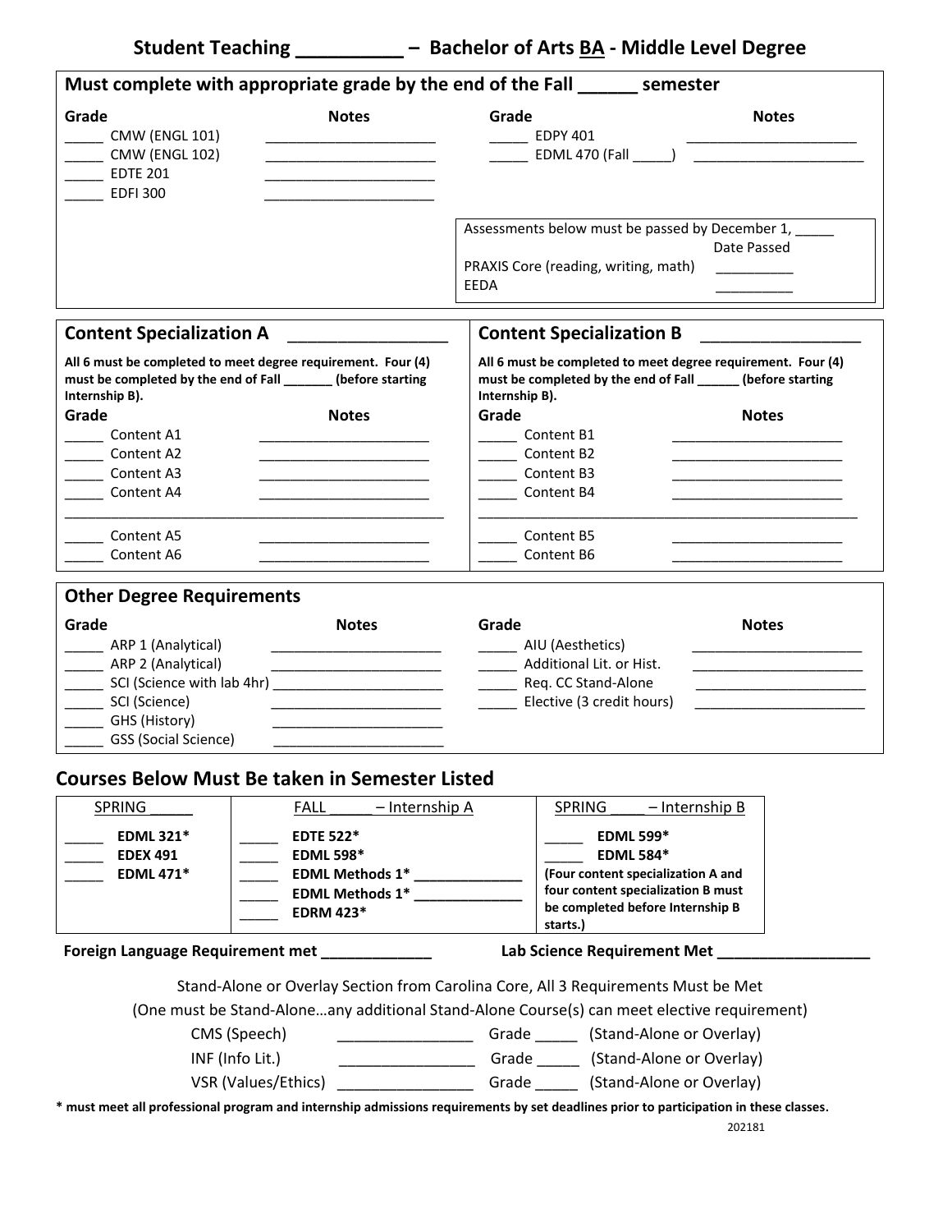# Student Teaching __________ – Bachelor of Arts BA - Middle Level Degree

## Must complete with appropriate grade by the end of the Fall ______ semester

| Grade | Course | Notes |
|---|---|---|
| _____ | CMW (ENGL 101) | ______________________ |
| _____ | CMW (ENGL 102) | ______________________ |
| _____ | EDTE 201 | ______________________ |
| _____ | EDFI 300 | ______________________ |
| _____ | EDPY 401 | ______________________ |
| _____ | EDML 470 (Fall _____) | ______________________ |

Assessments below must be passed by December 1, _____

| Assessment | Date Passed |
|---|---|
| PRAXIS Core (reading, writing, math) | __________ |
| EEDA | __________ |

## Content Specialization A _________________

**All 6 must be completed to meet degree requirement. Four (4) must be completed by the end of Fall _______ (before starting Internship B).**

| Grade | Course | Notes |
|---|---|---|
| _____ | Content A1 | ______________________ |
| _____ | Content A2 | ______________________ |
| _____ | Content A3 | ______________________ |
| _____ | Content A4 | ______________________ |
| _____ | Content A5 | ______________________ |
| _____ | Content A6 | ______________________ |

## Content Specialization B _________________

**All 6 must be completed to meet degree requirement. Four (4) must be completed by the end of Fall ______ (before starting Internship B).**

| Grade | Course | Notes |
|---|---|---|
| _____ | Content B1 | ______________________ |
| _____ | Content B2 | ______________________ |
| _____ | Content B3 | ______________________ |
| _____ | Content B4 | ______________________ |
| _____ | Content B5 | ______________________ |
| _____ | Content B6 | ______________________ |

## Other Degree Requirements

| Grade | Course | Notes |
|---|---|---|
| _____ | ARP 1 (Analytical) | ______________________ |
| _____ | ARP 2 (Analytical) | ______________________ |
| _____ | SCI (Science with lab 4hr) | ______________________ |
| _____ | SCI (Science) | ______________________ |
| _____ | GHS (History) | ______________________ |
| _____ | GSS (Social Science) | ______________________ |
| _____ | AIU (Aesthetics) | ______________________ |
| _____ | Additional Lit. or Hist. | ______________________ |
| _____ | Req. CC Stand-Alone | ______________________ |
| _____ | Elective (3 credit hours) | ______________________ |

## Courses Below Must Be taken in Semester Listed

| SPRING _____ | FALL _____ – Internship A | SPRING _____ – Internship B |
|---|---|---|
| _____ **EDML 321*** | _____ **EDTE 522*** | _____ **EDML 599*** |
| _____ **EDEX 491** | _____ **EDML 598*** | _____ **EDML 584*** |
| _____ **EDML 471*** | _____ **EDML Methods 1*** ______________ | **(Four content specialization A and four content specialization B must be completed before Internship B starts.)** |
| | _____ **EDML Methods 1*** ______________ | |
| | _____ **EDRM 423*** | |

**Foreign Language Requirement met _____________** **Lab Science Requirement Met __________________**

Stand-Alone or Overlay Section from Carolina Core, All 3 Requirements Must be Met

(One must be Stand-Alone…any additional Stand-Alone Course(s) can meet elective requirement)

| Requirement | Course | Grade | Type |
|---|---|---|---|
| CMS (Speech) | ________________ | Grade _____ | (Stand-Alone or Overlay) |
| INF (Info Lit.) | ________________ | Grade _____ | (Stand-Alone or Overlay) |
| VSR (Values/Ethics) | ________________ | Grade _____ | (Stand-Alone or Overlay) |

**\* must meet all professional program and internship admissions requirements by set deadlines prior to participation in these classes.**

202181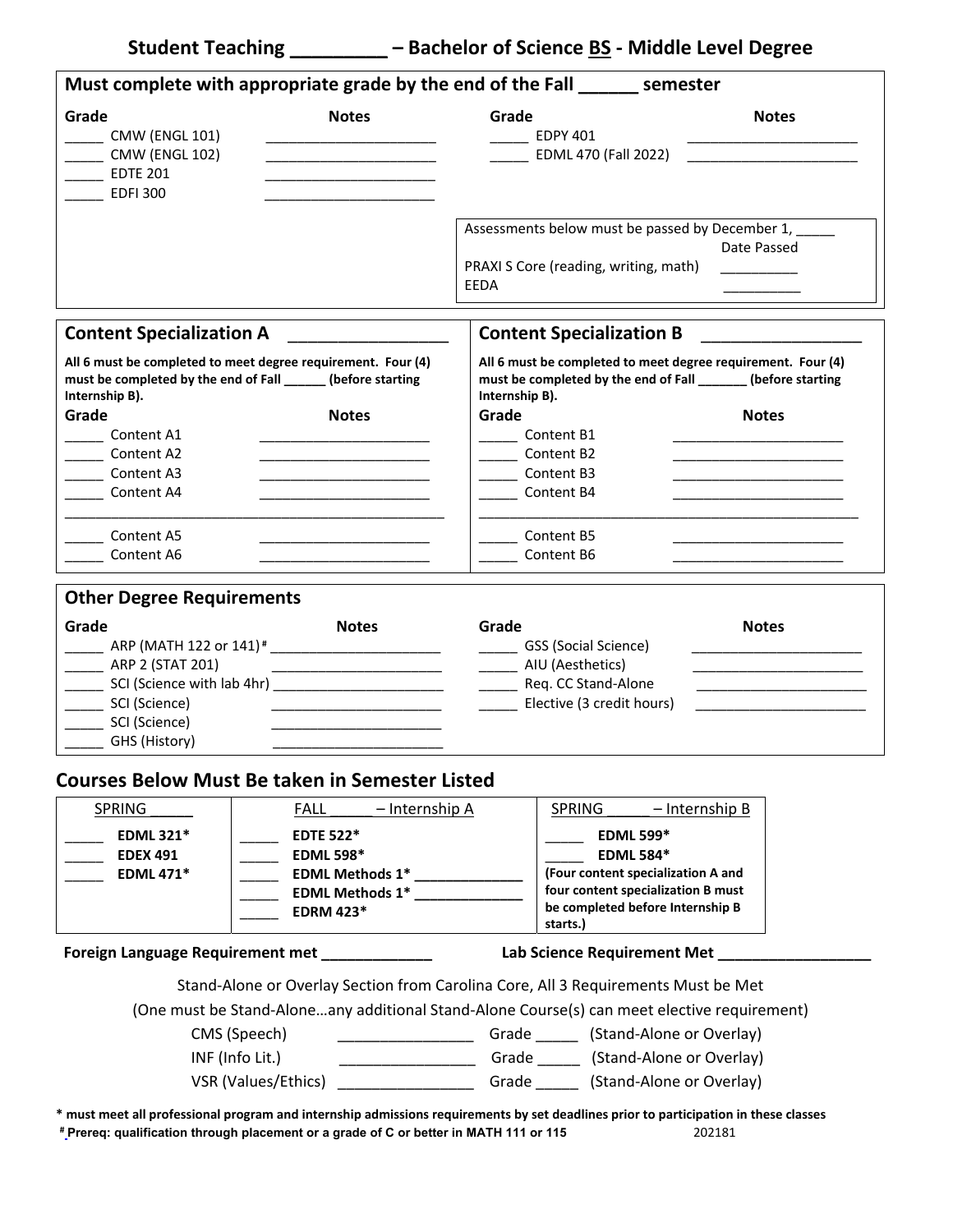# Student Teaching _________ – Bachelor of Science BS - Middle Level Degree

## Must complete with appropriate grade by the end of the Fall ______ semester

| Grade | Course | Notes | Grade | Course | Notes |
|---|---|---|---|---|---|
| _____ | CMW (ENGL 101) | ______________________ | _____ | EDPY 401 | ______________________ |
| _____ | CMW (ENGL 102) | ______________________ | _____ | EDML 470 (Fall 2022) | ______________________ |
| _____ | EDTE 201 | ______________________ | | | |
| _____ | EDFI 300 | ______________________ | | | |

Assessments below must be passed by December 1, _____

| Assessment | Date Passed |
|---|---|
| PRAXI S Core (reading, writing, math) | __________ |
| EEDA | __________ |

## Content Specialization A _________________

**All 6 must be completed to meet degree requirement. Four (4) must be completed by the end of Fall ______ (before starting Internship B).**

| Grade | Course | Notes |
|---|---|---|
| _____ | Content A1 | ______________________ |
| _____ | Content A2 | ______________________ |
| _____ | Content A3 | ______________________ |
| _____ | Content A4 | ______________________ |
| _____ | Content A5 | ______________________ |
| _____ | Content A6 | ______________________ |

## Content Specialization B _________________

**All 6 must be completed to meet degree requirement. Four (4) must be completed by the end of Fall _______ (before starting Internship B).**

| Grade | Course | Notes |
|---|---|---|
| _____ | Content B1 | ______________________ |
| _____ | Content B2 | ______________________ |
| _____ | Content B3 | ______________________ |
| _____ | Content B4 | ______________________ |
| _____ | Content B5 | ______________________ |
| _____ | Content B6 | ______________________ |

## Other Degree Requirements

| Grade | Course | Notes | Grade | Course | Notes |
|---|---|---|---|---|---|
| _____ | ARP (MATH 122 or 141)# | ______________________ | _____ | GSS (Social Science) | ______________________ |
| _____ | ARP 2 (STAT 201) | ______________________ | _____ | AIU (Aesthetics) | ______________________ |
| _____ | SCI (Science with lab 4hr) | ______________________ | _____ | Req. CC Stand-Alone | ______________________ |
| _____ | SCI (Science) | ______________________ | _____ | Elective (3 credit hours) | ______________________ |
| _____ | SCI (Science) | ______________________ | | | |
| _____ | GHS (History) | ______________________ | | | |

## Courses Below Must Be taken in Semester Listed

| SPRING _____ | FALL _____ – Internship A | SPRING _____ – Internship B |
|---|---|---|
| _____ **EDML 321*** | _____ **EDTE 522*** | _____ **EDML 599*** |
| _____ **EDEX 491** | _____ **EDML 598*** | _____ **EDML 584*** |
| _____ **EDML 471*** | _____ **EDML Methods 1*** _____________ | **(Four content specialization A and four content specialization B must be completed before Internship B starts.)** |
| | _____ **EDML Methods 1*** _____________ | |
| | _____ **EDRM 423*** | |

**Foreign Language Requirement met _____________** **Lab Science Requirement Met __________________**

Stand-Alone or Overlay Section from Carolina Core, All 3 Requirements Must be Met

(One must be Stand-Alone…any additional Stand-Alone Course(s) can meet elective requirement)

| Requirement | Course | Grade | Type |
|---|---|---|---|
| CMS (Speech) | ________________ | Grade _____ | (Stand-Alone or Overlay) |
| INF (Info Lit.) | ________________ | Grade _____ | (Stand-Alone or Overlay) |
| VSR (Values/Ethics) | ________________ | Grade _____ | (Stand-Alone or Overlay) |

**\* must meet all professional program and internship admissions requirements by set deadlines prior to participation in these classes**

**# Prereq: qualification through placement or a grade of C or better in MATH 111 or 115** 202181